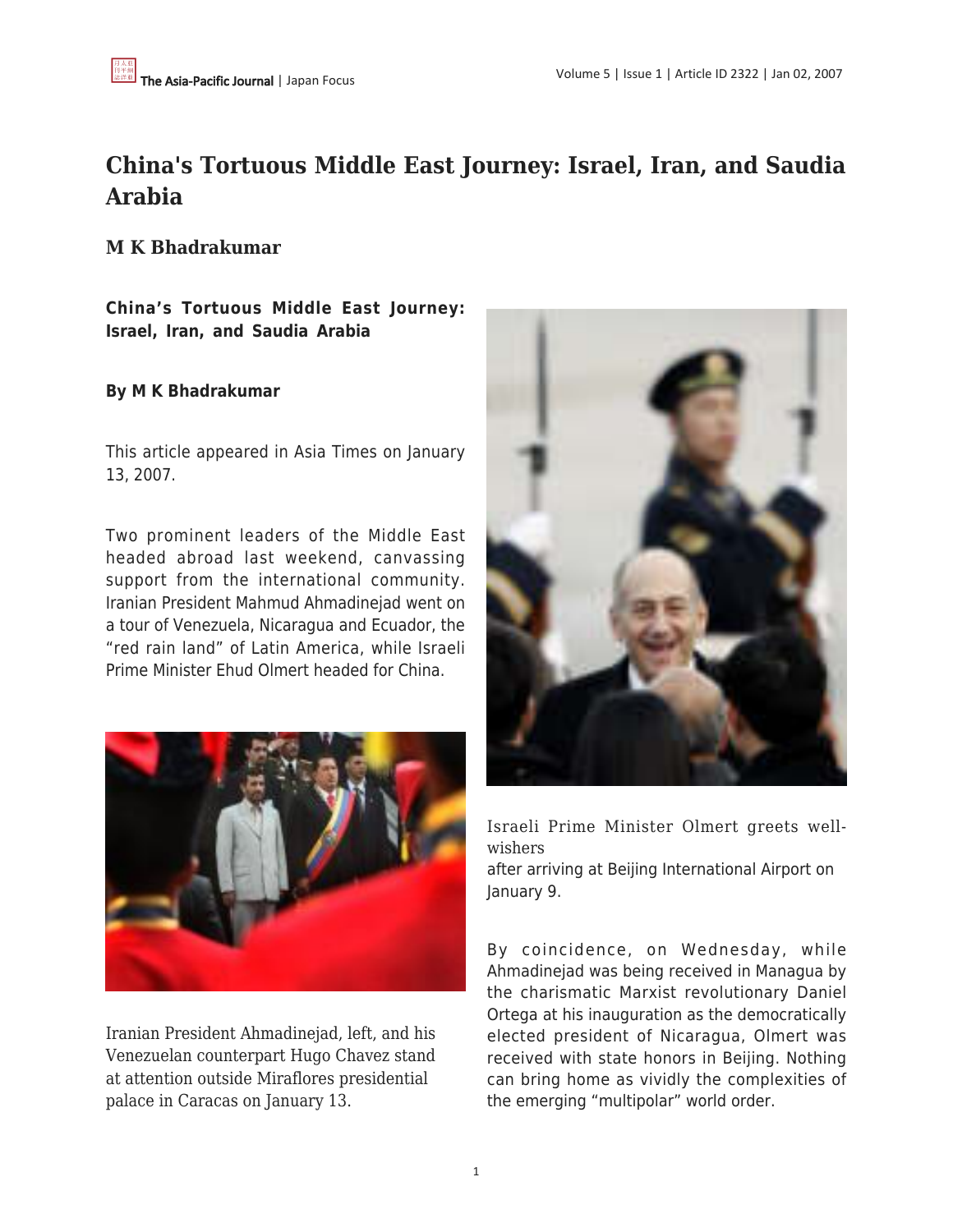# China's Tortuous Middle East Journey: Israel, Iran, and Saudia Arabia

**M K Bhadrakumar**

**China's Tortuous Middle East Journey: Israel, Iran, and Saudia Arabia**

**By M K Bhadrakumar**

This article appeared in Asia Times on January 13, 2007.

Two prominent leaders of the Middle East headed abroad last weekend, canvassing support from the international community. Iranian President Mahmud Ahmadinejad went on a tour of Venezuela, Nicaragua and Ecuador, the "red rain land" of Latin America, while Israeli Prime Minister Ehud Olmert headed for China.

Iranian President Ahmadinejad, left, and his Venezuelan counterpart Hugo Chavez stand at attention outside Miraflores presidential palace in Caracas on January 13.

Israeli Prime Minister Olmert greets well-wishers after arriving at Beijing International Airport on January 9.

By coincidence, on Wednesday, while Ahmadinejad was being received in Managua by the charismatic Marxist revolutionary Daniel Ortega at his inauguration as the democratically elected president of Nicaragua, Olmert was received with state honors in Beijing. Nothing can bring home as vividly the complexities of the emerging "multipolar" world order.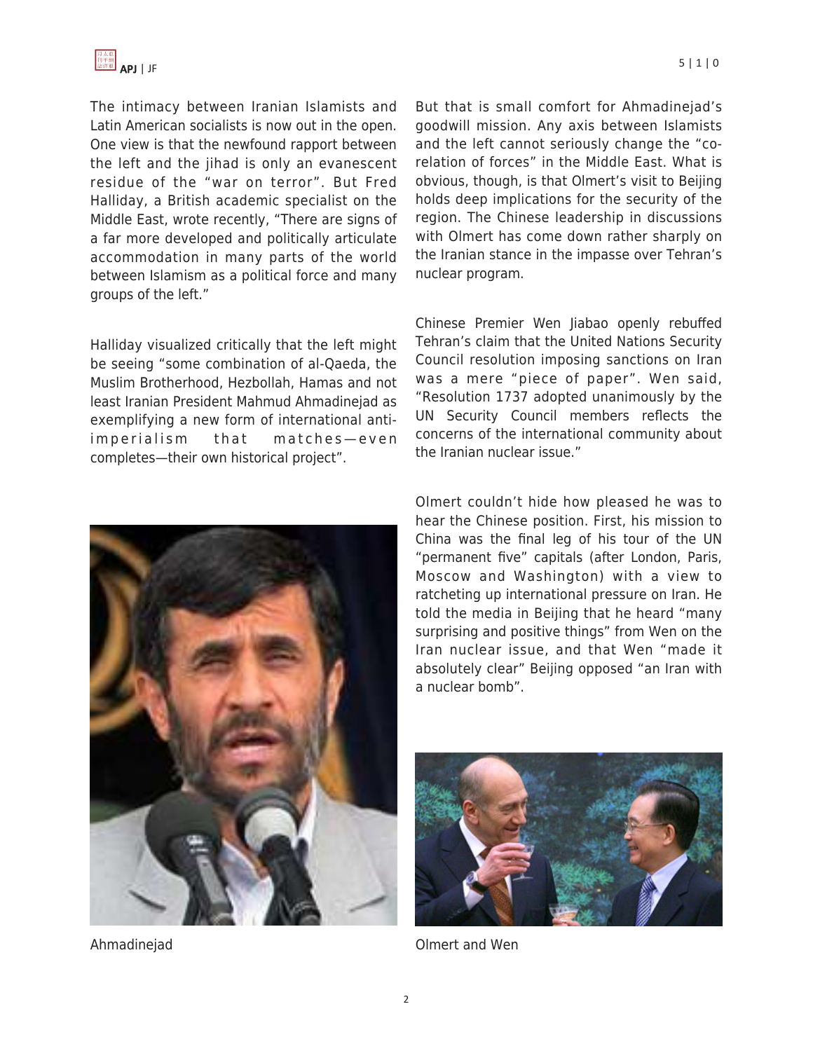The intimacy between Iranian Islamists and Latin American socialists is now out in the open. One view is that the newfound rapport between the left and the jihad is only an evanescent residue of the "war on terror". But Fred Halliday, a British academic specialist on the Middle East, wrote recently, "There are signs of a far more developed and politically articulate accommodation in many parts of the world between Islamism as a political force and many groups of the left."

Halliday visualized critically that the left might be seeing "some combination of al-Qaeda, the Muslim Brotherhood, Hezbollah, Hamas and not least Iranian President Mahmud Ahmadinejad as exemplifying a new form of international anti-imperialism that matches—even completes—their own historical project".

Ahmadinejad

But that is small comfort for Ahmadinejad's goodwill mission. Any axis between Islamists and the left cannot seriously change the "co-relation of forces" in the Middle East. What is obvious, though, is that Olmert's visit to Beijing holds deep implications for the security of the region. The Chinese leadership in discussions with Olmert has come down rather sharply on the Iranian stance in the impasse over Tehran's nuclear program.

Chinese Premier Wen Jiabao openly rebuffed Tehran's claim that the United Nations Security Council resolution imposing sanctions on Iran was a mere "piece of paper". Wen said, "Resolution 1737 adopted unanimously by the UN Security Council members reflects the concerns of the international community about the Iranian nuclear issue."

Olmert couldn't hide how pleased he was to hear the Chinese position. First, his mission to China was the final leg of his tour of the UN "permanent five" capitals (after London, Paris, Moscow and Washington) with a view to ratcheting up international pressure on Iran. He told the media in Beijing that he heard "many surprising and positive things" from Wen on the Iran nuclear issue, and that Wen "made it absolutely clear" Beijing opposed "an Iran with a nuclear bomb".

Olmert and Wen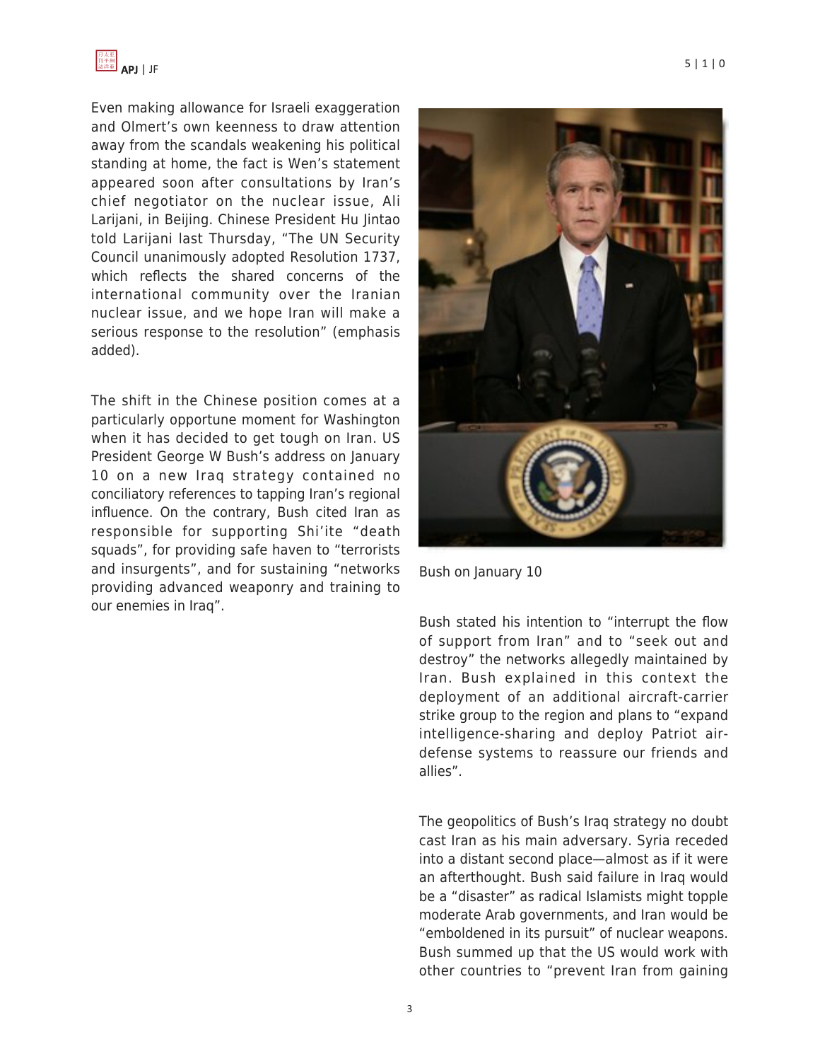Even making allowance for Israeli exaggeration and Olmert's own keenness to draw attention away from the scandals weakening his political standing at home, the fact is Wen's statement appeared soon after consultations by Iran's chief negotiator on the nuclear issue, Ali Larijani, in Beijing. Chinese President Hu Jintao told Larijani last Thursday, "The UN Security Council unanimously adopted Resolution 1737, which reflects the shared concerns of the international community over the Iranian nuclear issue, and we hope Iran will make a serious response to the resolution" (emphasis added).

The shift in the Chinese position comes at a particularly opportune moment for Washington when it has decided to get tough on Iran. US President George W Bush's address on January 10 on a new Iraq strategy contained no conciliatory references to tapping Iran's regional influence. On the contrary, Bush cited Iran as responsible for supporting Shi'ite "death squads", for providing safe haven to "terrorists and insurgents", and for sustaining "networks providing advanced weaponry and training to our enemies in Iraq".

Bush on January 10

Bush stated his intention to "interrupt the flow of support from Iran" and to "seek out and destroy" the networks allegedly maintained by Iran. Bush explained in this context the deployment of an additional aircraft-carrier strike group to the region and plans to "expand intelligence-sharing and deploy Patriot air-defense systems to reassure our friends and allies".

The geopolitics of Bush's Iraq strategy no doubt cast Iran as his main adversary. Syria receded into a distant second place—almost as if it were an afterthought. Bush said failure in Iraq would be a "disaster" as radical Islamists might topple moderate Arab governments, and Iran would be "emboldened in its pursuit" of nuclear weapons. Bush summed up that the US would work with other countries to "prevent Iran from gaining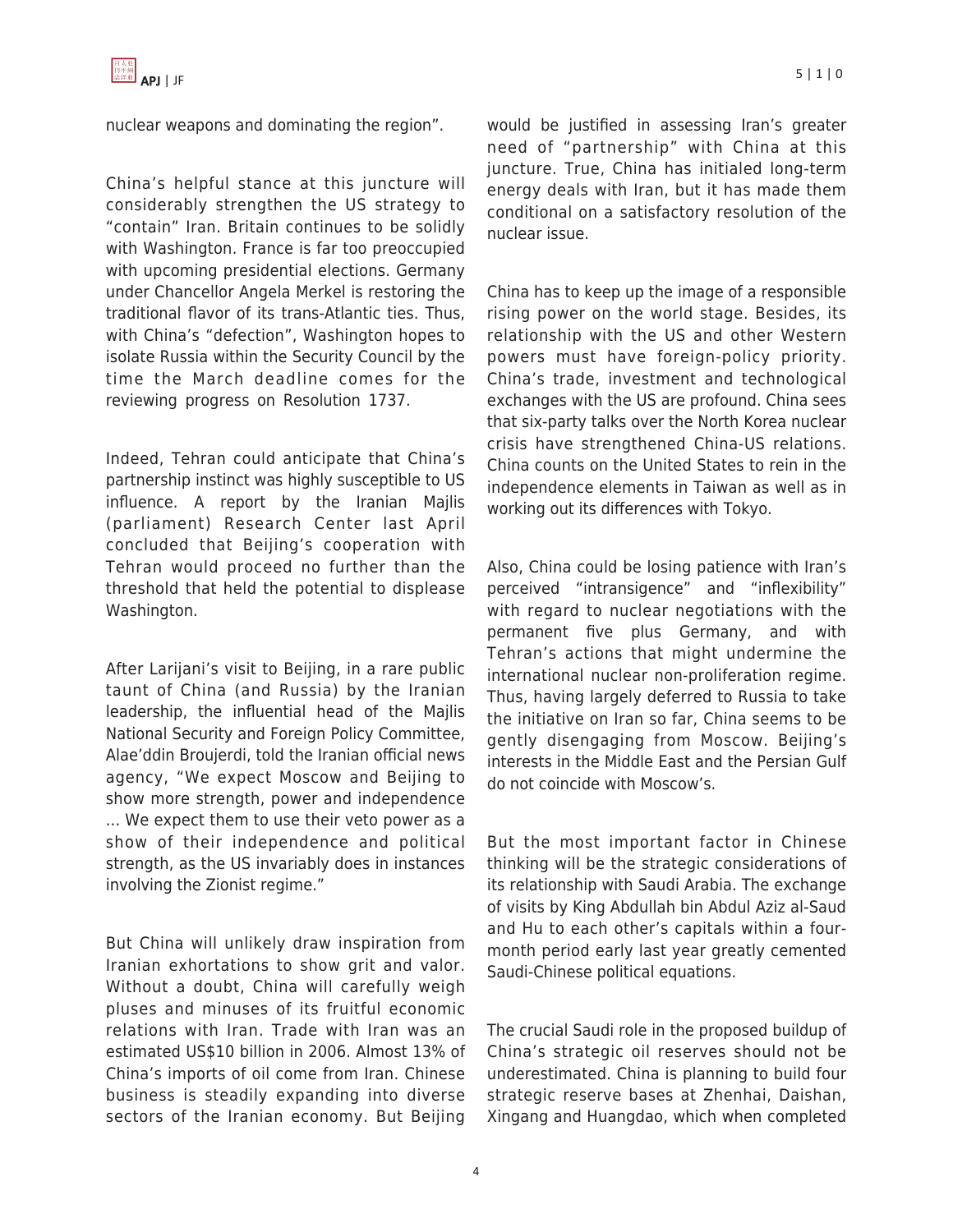nuclear weapons and dominating the region".

China's helpful stance at this juncture will considerably strengthen the US strategy to "contain" Iran. Britain continues to be solidly with Washington. France is far too preoccupied with upcoming presidential elections. Germany under Chancellor Angela Merkel is restoring the traditional flavor of its trans-Atlantic ties. Thus, with China's "defection", Washington hopes to isolate Russia within the Security Council by the time the March deadline comes for the reviewing progress on Resolution 1737.

Indeed, Tehran could anticipate that China's partnership instinct was highly susceptible to US influence. A report by the Iranian Majlis (parliament) Research Center last April concluded that Beijing's cooperation with Tehran would proceed no further than the threshold that held the potential to displease Washington.

After Larijani's visit to Beijing, in a rare public taunt of China (and Russia) by the Iranian leadership, the influential head of the Majlis National Security and Foreign Policy Committee, Alae'ddin Broujerdi, told the Iranian official news agency, "We expect Moscow and Beijing to show more strength, power and independence ... We expect them to use their veto power as a show of their independence and political strength, as the US invariably does in instances involving the Zionist regime."

But China will unlikely draw inspiration from Iranian exhortations to show grit and valor. Without a doubt, China will carefully weigh pluses and minuses of its fruitful economic relations with Iran. Trade with Iran was an estimated US$10 billion in 2006. Almost 13% of China's imports of oil come from Iran. Chinese business is steadily expanding into diverse sectors of the Iranian economy. But Beijing would be justified in assessing Iran's greater need of "partnership" with China at this juncture. True, China has initialed long-term energy deals with Iran, but it has made them conditional on a satisfactory resolution of the nuclear issue.

China has to keep up the image of a responsible rising power on the world stage. Besides, its relationship with the US and other Western powers must have foreign-policy priority. China's trade, investment and technological exchanges with the US are profound. China sees that six-party talks over the North Korea nuclear crisis have strengthened China-US relations. China counts on the United States to rein in the independence elements in Taiwan as well as in working out its differences with Tokyo.

Also, China could be losing patience with Iran's perceived "intransigence" and "inflexibility" with regard to nuclear negotiations with the permanent five plus Germany, and with Tehran's actions that might undermine the international nuclear non-proliferation regime. Thus, having largely deferred to Russia to take the initiative on Iran so far, China seems to be gently disengaging from Moscow. Beijing's interests in the Middle East and the Persian Gulf do not coincide with Moscow's.

But the most important factor in Chinese thinking will be the strategic considerations of its relationship with Saudi Arabia. The exchange of visits by King Abdullah bin Abdul Aziz al-Saud and Hu to each other's capitals within a four-month period early last year greatly cemented Saudi-Chinese political equations.

The crucial Saudi role in the proposed buildup of China's strategic oil reserves should not be underestimated. China is planning to build four strategic reserve bases at Zhenhai, Daishan, Xingang and Huangdao, which when completed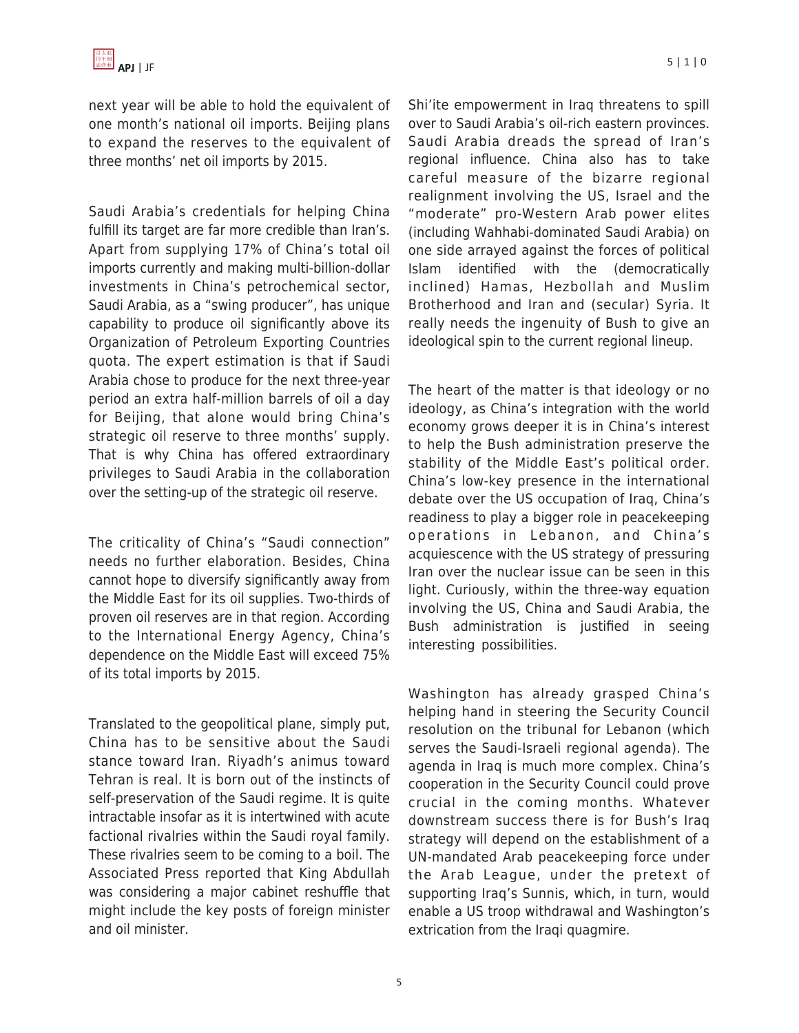next year will be able to hold the equivalent of one month's national oil imports. Beijing plans to expand the reserves to the equivalent of three months' net oil imports by 2015.

Saudi Arabia's credentials for helping China fulfill its target are far more credible than Iran's. Apart from supplying 17% of China's total oil imports currently and making multi-billion-dollar investments in China's petrochemical sector, Saudi Arabia, as a "swing producer", has unique capability to produce oil significantly above its Organization of Petroleum Exporting Countries quota. The expert estimation is that if Saudi Arabia chose to produce for the next three-year period an extra half-million barrels of oil a day for Beijing, that alone would bring China's strategic oil reserve to three months' supply. That is why China has offered extraordinary privileges to Saudi Arabia in the collaboration over the setting-up of the strategic oil reserve.

The criticality of China's "Saudi connection" needs no further elaboration. Besides, China cannot hope to diversify significantly away from the Middle East for its oil supplies. Two-thirds of proven oil reserves are in that region. According to the International Energy Agency, China's dependence on the Middle East will exceed 75% of its total imports by 2015.

Translated to the geopolitical plane, simply put, China has to be sensitive about the Saudi stance toward Iran. Riyadh's animus toward Tehran is real. It is born out of the instincts of self-preservation of the Saudi regime. It is quite intractable insofar as it is intertwined with acute factional rivalries within the Saudi royal family. These rivalries seem to be coming to a boil. The Associated Press reported that King Abdullah was considering a major cabinet reshuffle that might include the key posts of foreign minister and oil minister.

Shi'ite empowerment in Iraq threatens to spill over to Saudi Arabia's oil-rich eastern provinces. Saudi Arabia dreads the spread of Iran's regional influence. China also has to take careful measure of the bizarre regional realignment involving the US, Israel and the "moderate" pro-Western Arab power elites (including Wahhabi-dominated Saudi Arabia) on one side arrayed against the forces of political Islam identified with the (democratically inclined) Hamas, Hezbollah and Muslim Brotherhood and Iran and (secular) Syria. It really needs the ingenuity of Bush to give an ideological spin to the current regional lineup.

The heart of the matter is that ideology or no ideology, as China's integration with the world economy grows deeper it is in China's interest to help the Bush administration preserve the stability of the Middle East's political order. China's low-key presence in the international debate over the US occupation of Iraq, China's readiness to play a bigger role in peacekeeping operations in Lebanon, and China's acquiescence with the US strategy of pressuring Iran over the nuclear issue can be seen in this light. Curiously, within the three-way equation involving the US, China and Saudi Arabia, the Bush administration is justified in seeing interesting possibilities.

Washington has already grasped China's helping hand in steering the Security Council resolution on the tribunal for Lebanon (which serves the Saudi-Israeli regional agenda). The agenda in Iraq is much more complex. China's cooperation in the Security Council could prove crucial in the coming months. Whatever downstream success there is for Bush's Iraq strategy will depend on the establishment of a UN-mandated Arab peacekeeping force under the Arab League, under the pretext of supporting Iraq's Sunnis, which, in turn, would enable a US troop withdrawal and Washington's extrication from the Iraqi quagmire.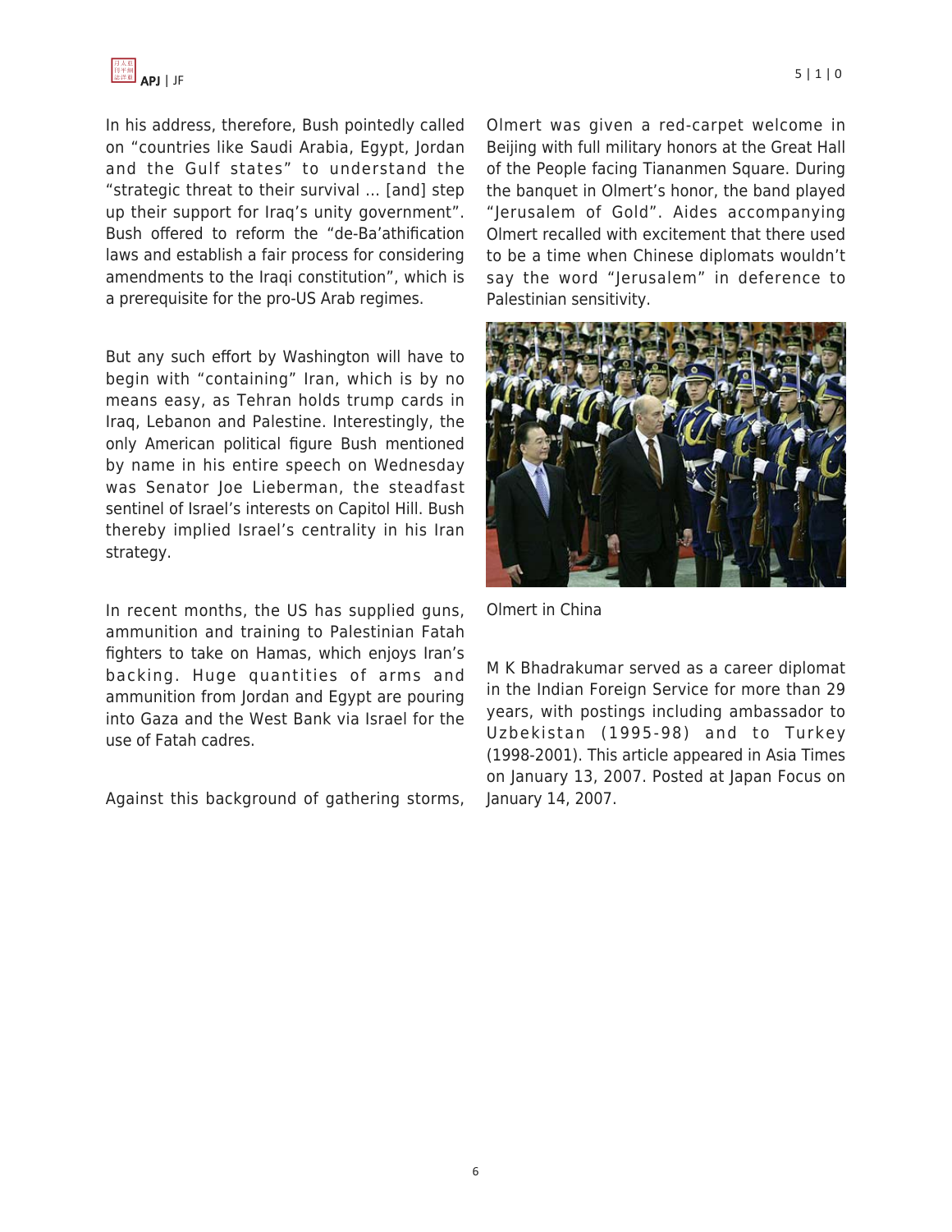In his address, therefore, Bush pointedly called on "countries like Saudi Arabia, Egypt, Jordan and the Gulf states" to understand the "strategic threat to their survival ... [and] step up their support for Iraq's unity government". Bush offered to reform the "de-Ba'athification laws and establish a fair process for considering amendments to the Iraqi constitution", which is a prerequisite for the pro-US Arab regimes.

But any such effort by Washington will have to begin with "containing" Iran, which is by no means easy, as Tehran holds trump cards in Iraq, Lebanon and Palestine. Interestingly, the only American political figure Bush mentioned by name in his entire speech on Wednesday was Senator Joe Lieberman, the steadfast sentinel of Israel's interests on Capitol Hill. Bush thereby implied Israel's centrality in his Iran strategy.

In recent months, the US has supplied guns, ammunition and training to Palestinian Fatah fighters to take on Hamas, which enjoys Iran's backing. Huge quantities of arms and ammunition from Jordan and Egypt are pouring into Gaza and the West Bank via Israel for the use of Fatah cadres.

Against this background of gathering storms, Olmert was given a red-carpet welcome in Beijing with full military honors at the Great Hall of the People facing Tiananmen Square. During the banquet in Olmert's honor, the band played "Jerusalem of Gold". Aides accompanying Olmert recalled with excitement that there used to be a time when Chinese diplomats wouldn't say the word "Jerusalem" in deference to Palestinian sensitivity.

Olmert in China

M K Bhadrakumar served as a career diplomat in the Indian Foreign Service for more than 29 years, with postings including ambassador to Uzbekistan (1995-98) and to Turkey (1998-2001). This article appeared in Asia Times on January 13, 2007. Posted at Japan Focus on January 14, 2007.